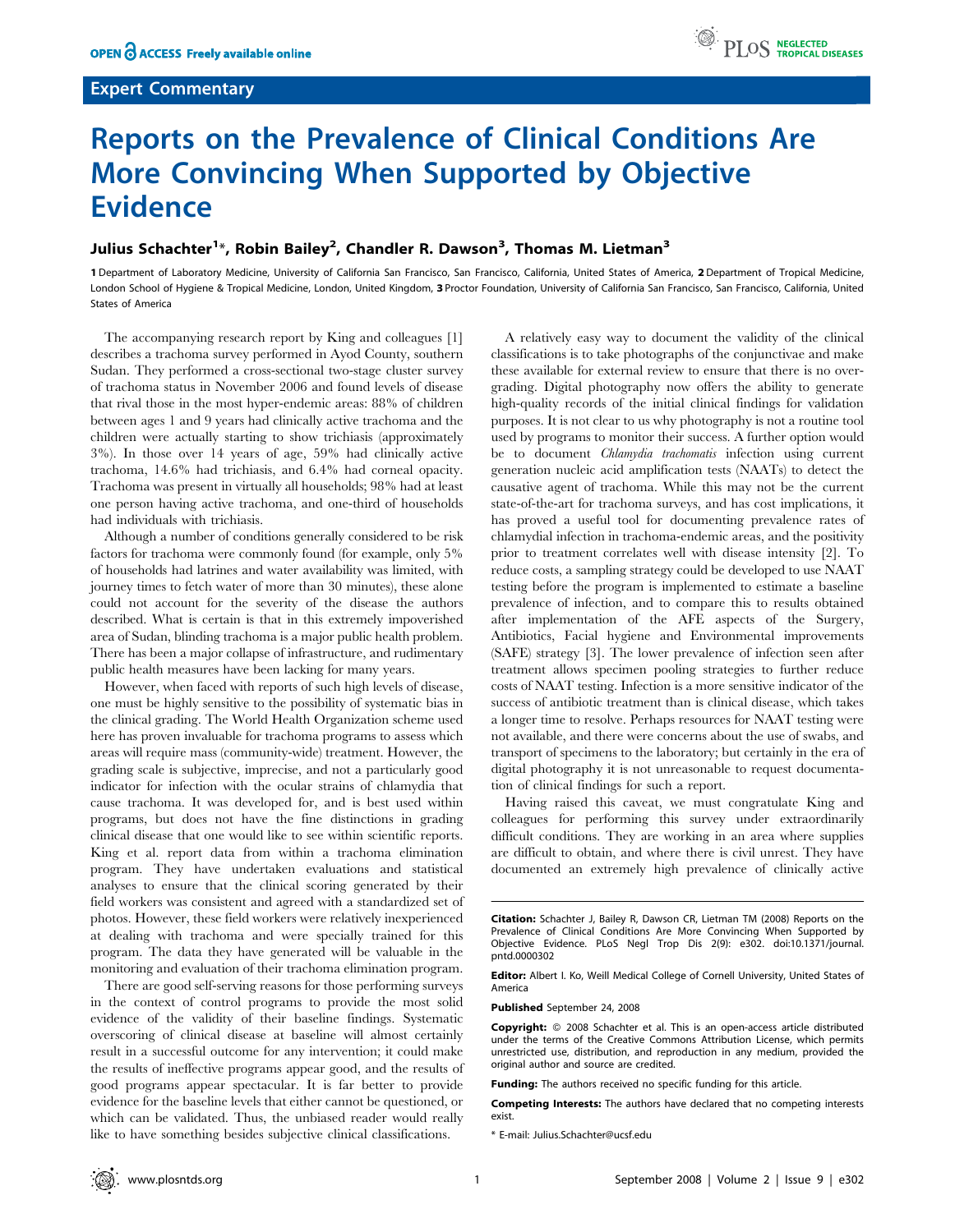OPEN ACCESS Freely available online

Expert Commentary

# Reports on the Prevalence of Clinical Conditions Are More Convincing When Supported by Objective Evidence

**Julius Schachter[1]*, Robin Bailey[2], Chandler R. Dawson[3], Thomas M. Lietman[3]**

1 Department of Laboratory Medicine, University of California San Francisco, San Francisco, California, United States of America, 2 Department of Tropical Medicine, London School of Hygiene & Tropical Medicine, London, United Kingdom, 3 Proctor Foundation, University of California San Francisco, San Francisco, California, United States of America

The accompanying research report by King and colleagues [1] describes a trachoma survey performed in Ayod County, southern Sudan. They performed a cross-sectional two-stage cluster survey of trachoma status in November 2006 and found levels of disease that rival those in the most hyper-endemic areas: 88% of children between ages 1 and 9 years had clinically active trachoma and the children were actually starting to show trichiasis (approximately 3%). In those over 14 years of age, 59% had clinically active trachoma, 14.6% had trichiasis, and 6.4% had corneal opacity. Trachoma was present in virtually all households; 98% had at least one person having active trachoma, and one-third of households had individuals with trichiasis.

Although a number of conditions generally considered to be risk factors for trachoma were commonly found (for example, only 5% of households had latrines and water availability was limited, with journey times to fetch water of more than 30 minutes), these alone could not account for the severity of the disease the authors described. What is certain is that in this extremely impoverished area of Sudan, blinding trachoma is a major public health problem. There has been a major collapse of infrastructure, and rudimentary public health measures have been lacking for many years.

However, when faced with reports of such high levels of disease, one must be highly sensitive to the possibility of systematic bias in the clinical grading. The World Health Organization scheme used here has proven invaluable for trachoma programs to assess which areas will require mass (community-wide) treatment. However, the grading scale is subjective, imprecise, and not a particularly good indicator for infection with the ocular strains of chlamydia that cause trachoma. It was developed for, and is best used within programs, but does not have the fine distinctions in grading clinical disease that one would like to see within scientific reports. King et al. report data from within a trachoma elimination program. They have undertaken evaluations and statistical analyses to ensure that the clinical scoring generated by their field workers was consistent and agreed with a standardized set of photos. However, these field workers were relatively inexperienced at dealing with trachoma and were specially trained for this program. The data they have generated will be valuable in the monitoring and evaluation of their trachoma elimination program.

There are good self-serving reasons for those performing surveys in the context of control programs to provide the most solid evidence of the validity of their baseline findings. Systematic overscoring of clinical disease at baseline will almost certainly result in a successful outcome for any intervention; it could make the results of ineffective programs appear good, and the results of good programs appear spectacular. It is far better to provide evidence for the baseline levels that either cannot be questioned, or which can be validated. Thus, the unbiased reader would really like to have something besides subjective clinical classifications.

A relatively easy way to document the validity of the clinical classifications is to take photographs of the conjunctivae and make these available for external review to ensure that there is no over-grading. Digital photography now offers the ability to generate high-quality records of the initial clinical findings for validation purposes. It is not clear to us why photography is not a routine tool used by programs to monitor their success. A further option would be to document *Chlamydia trachomatis* infection using current generation nucleic acid amplification tests (NAATs) to detect the causative agent of trachoma. While this may not be the current state-of-the-art for trachoma surveys, and has cost implications, it has proved a useful tool for documenting prevalence rates of chlamydial infection in trachoma-endemic areas, and the positivity prior to treatment correlates well with disease intensity [2]. To reduce costs, a sampling strategy could be developed to use NAAT testing before the program is implemented to estimate a baseline prevalence of infection, and to compare this to results obtained after implementation of the AFE aspects of the Surgery, Antibiotics, Facial hygiene and Environmental improvements (SAFE) strategy [3]. The lower prevalence of infection seen after treatment allows specimen pooling strategies to further reduce costs of NAAT testing. Infection is a more sensitive indicator of the success of antibiotic treatment than is clinical disease, which takes a longer time to resolve. Perhaps resources for NAAT testing were not available, and there were concerns about the use of swabs, and transport of specimens to the laboratory; but certainly in the era of digital photography it is not unreasonable to request documentation of clinical findings for such a report.

Having raised this caveat, we must congratulate King and colleagues for performing this survey under extraordinarily difficult conditions. They are working in an area where supplies are difficult to obtain, and where there is civil unrest. They have documented an extremely high prevalence of clinically active

**Citation:** Schachter J, Bailey R, Dawson CR, Lietman TM (2008) Reports on the Prevalence of Clinical Conditions Are More Convincing When Supported by Objective Evidence. PLoS Negl Trop Dis 2(9): e302. doi:10.1371/journal.pntd.0000302

**Editor:** Albert I. Ko, Weill Medical College of Cornell University, United States of America

**Published** September 24, 2008

**Copyright:** © 2008 Schachter et al. This is an open-access article distributed under the terms of the Creative Commons Attribution License, which permits unrestricted use, distribution, and reproduction in any medium, provided the original author and source are credited.

**Funding:** The authors received no specific funding for this article.

**Competing Interests:** The authors have declared that no competing interests exist.

* E-mail: Julius.Schachter@ucsf.edu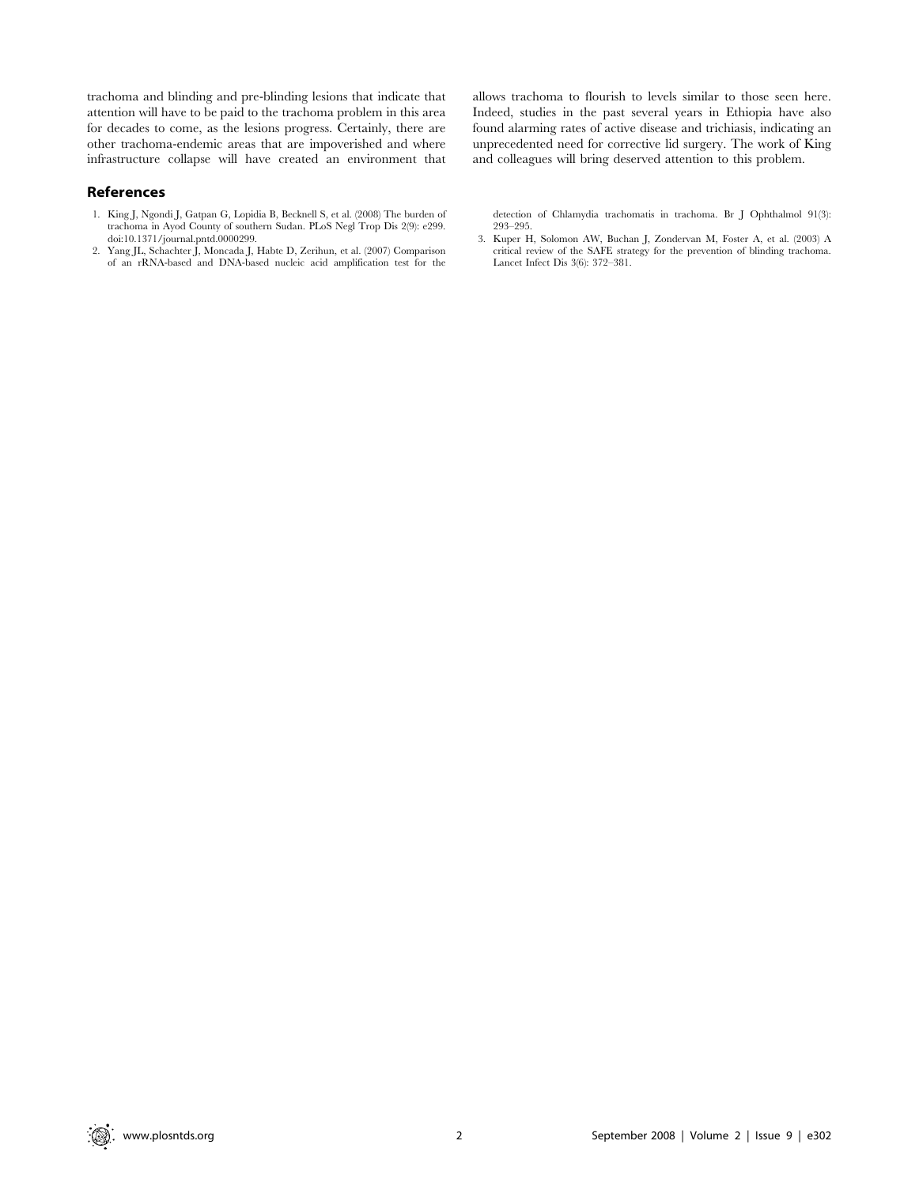trachoma and blinding and pre-blinding lesions that indicate that attention will have to be paid to the trachoma problem in this area for decades to come, as the lesions progress. Certainly, there are other trachoma-endemic areas that are impoverished and where infrastructure collapse will have created an environment that allows trachoma to flourish to levels similar to those seen here. Indeed, studies in the past several years in Ethiopia have also found alarming rates of active disease and trichiasis, indicating an unprecedented need for corrective lid surgery. The work of King and colleagues will bring deserved attention to this problem.

## References

1. King J, Ngondi J, Gatpan G, Lopidia B, Becknell S, et al. (2008) The burden of trachoma in Ayod County of southern Sudan. PLoS Negl Trop Dis 2(9): e299. doi:10.1371/journal.pntd.0000299.
2. Yang JL, Schachter J, Moncada J, Habte D, Zerihun, et al. (2007) Comparison of an rRNA-based and DNA-based nucleic acid amplification test for the detection of Chlamydia trachomatis in trachoma. Br J Ophthalmol 91(3): 293–295.
3. Kuper H, Solomon AW, Buchan J, Zondervan M, Foster A, et al. (2003) A critical review of the SAFE strategy for the prevention of blinding trachoma. Lancet Infect Dis 3(6): 372–381.